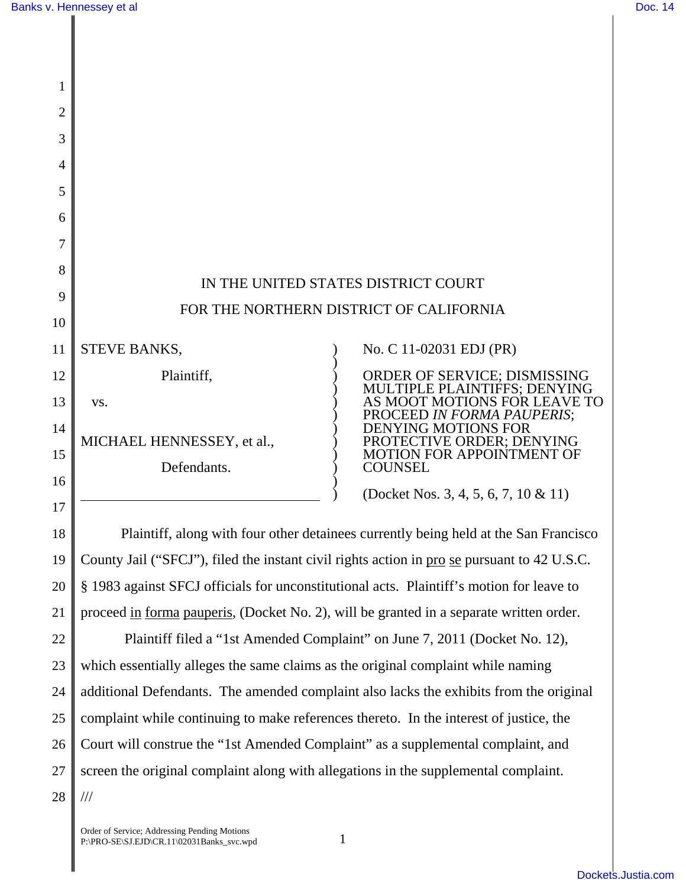IN THE UNITED STATES DISTRICT COURT

FOR THE NORTHERN DISTRICT OF CALIFORNIA

STEVE BANKS,

Plaintiff,

vs.

MICHAEL HENNESSEY, et al.,

Defendants.

No. C 11-02031 EDJ (PR)

ORDER OF SERVICE; DISMISSING MULTIPLE PLAINTIFFS; DENYING AS MOOT MOTIONS FOR LEAVE TO PROCEED *IN FORMA PAUPERIS*; DENYING MOTIONS FOR PROTECTIVE ORDER; DENYING MOTION FOR APPOINTMENT OF COUNSEL

(Docket Nos. 3, 4, 5, 6, 7, 10 & 11)

Plaintiff, along with four other detainees currently being held at the San Francisco County Jail ("SFCJ"), filed the instant civil rights action in pro se pursuant to 42 U.S.C. § 1983 against SFCJ officials for unconstitutional acts. Plaintiff's motion for leave to proceed in forma pauperis, (Docket No. 2), will be granted in a separate written order.

Plaintiff filed a "1st Amended Complaint" on June 7, 2011 (Docket No. 12), which essentially alleges the same claims as the original complaint while naming additional Defendants. The amended complaint also lacks the exhibits from the original complaint while continuing to make references thereto. In the interest of justice, the Court will construe the "1st Amended Complaint" as a supplemental complaint, and screen the original complaint along with allegations in the supplemental complaint.

///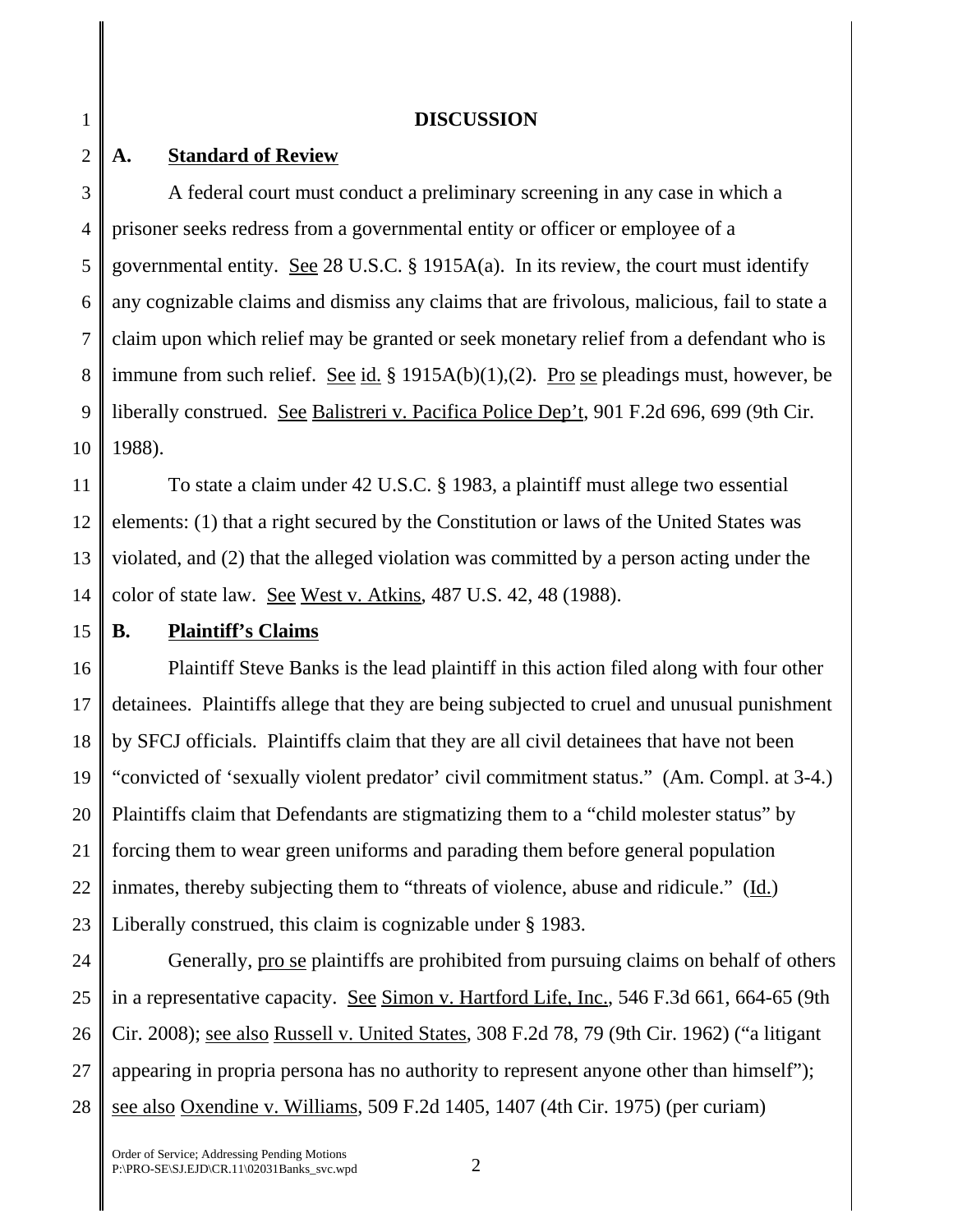# DISCUSSION

## A. Standard of Review

A federal court must conduct a preliminary screening in any case in which a prisoner seeks redress from a governmental entity or officer or employee of a governmental entity. See 28 U.S.C. § 1915A(a). In its review, the court must identify any cognizable claims and dismiss any claims that are frivolous, malicious, fail to state a claim upon which relief may be granted or seek monetary relief from a defendant who is immune from such relief. See id. § 1915A(b)(1),(2). Pro se pleadings must, however, be liberally construed. See Balistreri v. Pacifica Police Dep't, 901 F.2d 696, 699 (9th Cir. 1988).

To state a claim under 42 U.S.C. § 1983, a plaintiff must allege two essential elements: (1) that a right secured by the Constitution or laws of the United States was violated, and (2) that the alleged violation was committed by a person acting under the color of state law. See West v. Atkins, 487 U.S. 42, 48 (1988).

## B. Plaintiff's Claims

Plaintiff Steve Banks is the lead plaintiff in this action filed along with four other detainees. Plaintiffs allege that they are being subjected to cruel and unusual punishment by SFCJ officials. Plaintiffs claim that they are all civil detainees that have not been "convicted of 'sexually violent predator' civil commitment status." (Am. Compl. at 3-4.) Plaintiffs claim that Defendants are stigmatizing them to a "child molester status" by forcing them to wear green uniforms and parading them before general population inmates, thereby subjecting them to "threats of violence, abuse and ridicule." (Id.) Liberally construed, this claim is cognizable under § 1983.

Generally, pro se plaintiffs are prohibited from pursuing claims on behalf of others in a representative capacity. See Simon v. Hartford Life, Inc., 546 F.3d 661, 664-65 (9th Cir. 2008); see also Russell v. United States, 308 F.2d 78, 79 (9th Cir. 1962) ("a litigant appearing in propria persona has no authority to represent anyone other than himself"); see also Oxendine v. Williams, 509 F.2d 1405, 1407 (4th Cir. 1975) (per curiam)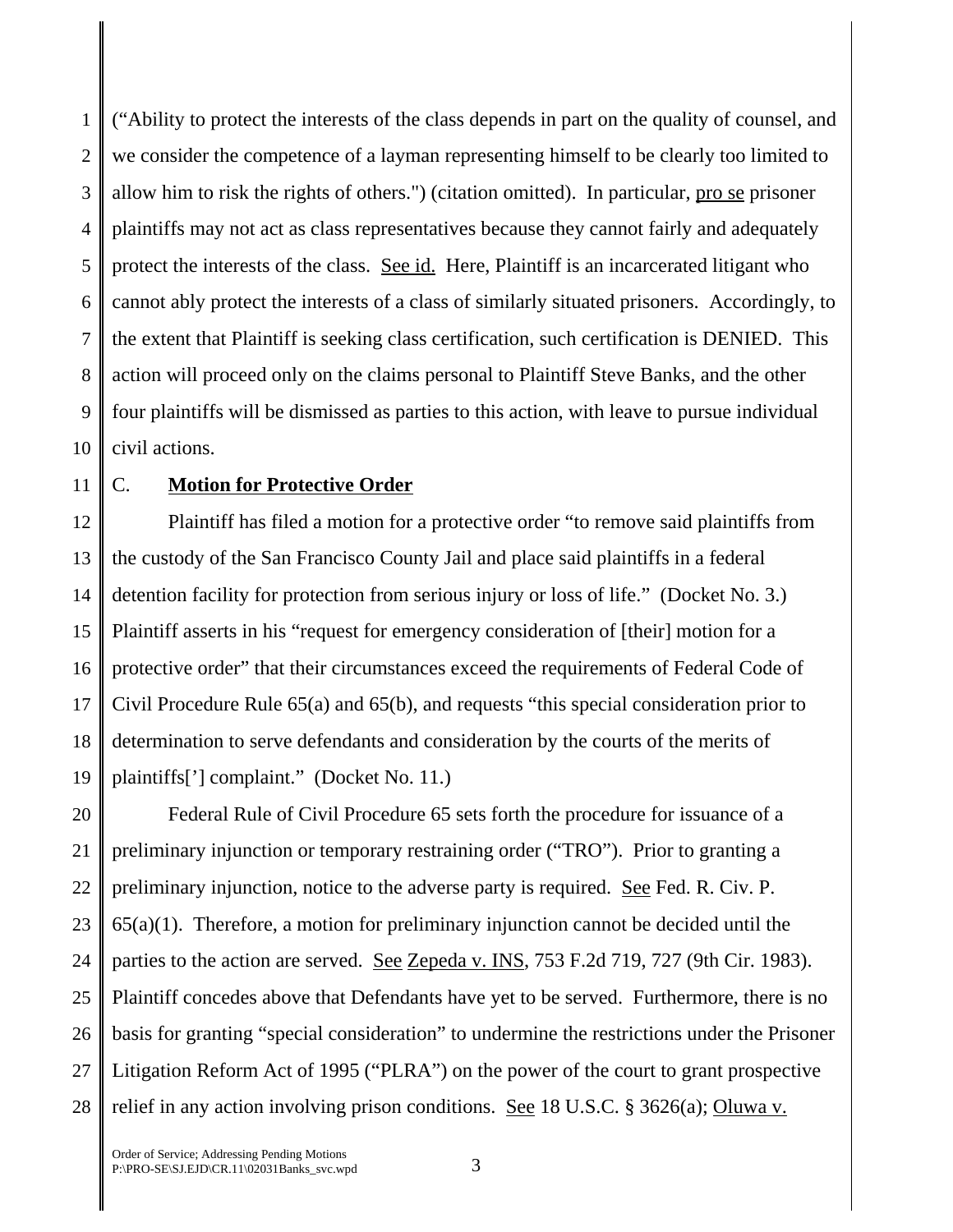("Ability to protect the interests of the class depends in part on the quality of counsel, and we consider the competence of a layman representing himself to be clearly too limited to allow him to risk the rights of others.") (citation omitted). In particular, pro se prisoner plaintiffs may not act as class representatives because they cannot fairly and adequately protect the interests of the class. See id. Here, Plaintiff is an incarcerated litigant who cannot ably protect the interests of a class of similarly situated prisoners. Accordingly, to the extent that Plaintiff is seeking class certification, such certification is DENIED. This action will proceed only on the claims personal to Plaintiff Steve Banks, and the other four plaintiffs will be dismissed as parties to this action, with leave to pursue individual civil actions.

## C. **Motion for Protective Order**

Plaintiff has filed a motion for a protective order "to remove said plaintiffs from the custody of the San Francisco County Jail and place said plaintiffs in a federal detention facility for protection from serious injury or loss of life." (Docket No. 3.) Plaintiff asserts in his "request for emergency consideration of [their] motion for a protective order" that their circumstances exceed the requirements of Federal Code of Civil Procedure Rule 65(a) and 65(b), and requests "this special consideration prior to determination to serve defendants and consideration by the courts of the merits of plaintiffs['] complaint." (Docket No. 11.)

Federal Rule of Civil Procedure 65 sets forth the procedure for issuance of a preliminary injunction or temporary restraining order ("TRO"). Prior to granting a preliminary injunction, notice to the adverse party is required. See Fed. R. Civ. P. 65(a)(1). Therefore, a motion for preliminary injunction cannot be decided until the parties to the action are served. See Zepeda v. INS, 753 F.2d 719, 727 (9th Cir. 1983). Plaintiff concedes above that Defendants have yet to be served. Furthermore, there is no basis for granting "special consideration" to undermine the restrictions under the Prisoner Litigation Reform Act of 1995 ("PLRA") on the power of the court to grant prospective relief in any action involving prison conditions. See 18 U.S.C. § 3626(a); Oluwa v.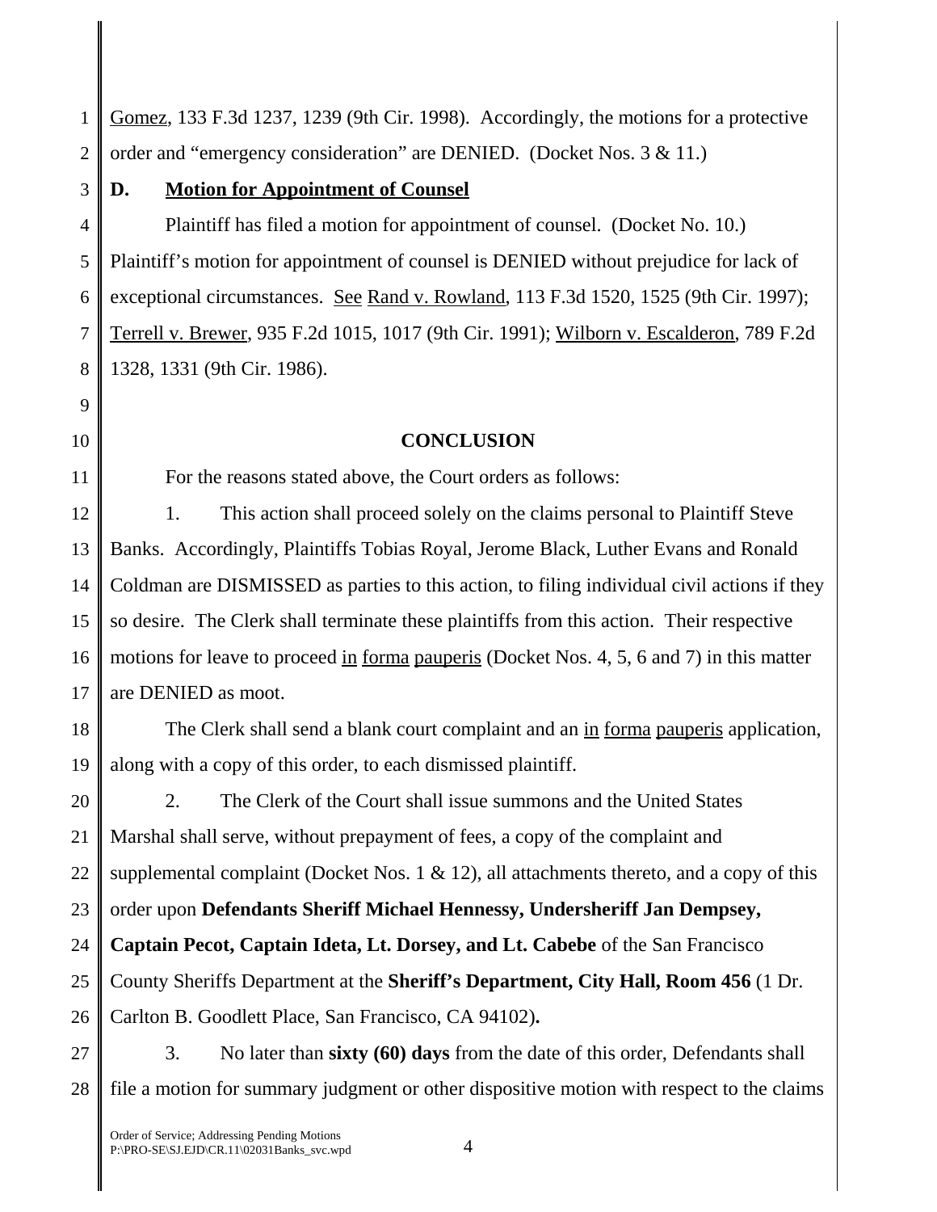Gomez, 133 F.3d 1237, 1239 (9th Cir. 1998). Accordingly, the motions for a protective order and "emergency consideration" are DENIED. (Docket Nos. 3 & 11.)

**D. Motion for Appointment of Counsel**

Plaintiff has filed a motion for appointment of counsel. (Docket No. 10.) Plaintiff's motion for appointment of counsel is DENIED without prejudice for lack of exceptional circumstances. See Rand v. Rowland, 113 F.3d 1520, 1525 (9th Cir. 1997); Terrell v. Brewer, 935 F.2d 1015, 1017 (9th Cir. 1991); Wilborn v. Escalderon, 789 F.2d 1328, 1331 (9th Cir. 1986).

## CONCLUSION

For the reasons stated above, the Court orders as follows:

1. This action shall proceed solely on the claims personal to Plaintiff Steve Banks. Accordingly, Plaintiffs Tobias Royal, Jerome Black, Luther Evans and Ronald Coldman are DISMISSED as parties to this action, to filing individual civil actions if they so desire. The Clerk shall terminate these plaintiffs from this action. Their respective motions for leave to proceed in forma pauperis (Docket Nos. 4, 5, 6 and 7) in this matter are DENIED as moot.

The Clerk shall send a blank court complaint and an in forma pauperis application, along with a copy of this order, to each dismissed plaintiff.

2. The Clerk of the Court shall issue summons and the United States Marshal shall serve, without prepayment of fees, a copy of the complaint and supplemental complaint (Docket Nos. 1 & 12), all attachments thereto, and a copy of this order upon **Defendants Sheriff Michael Hennessy, Undersheriff Jan Dempsey, Captain Pecot, Captain Ideta, Lt. Dorsey, and Lt. Cabebe** of the San Francisco County Sheriffs Department at the **Sheriff's Department, City Hall, Room 456** (1 Dr. Carlton B. Goodlett Place, San Francisco, CA 94102)**.**

3. No later than **sixty (60) days** from the date of this order, Defendants shall file a motion for summary judgment or other dispositive motion with respect to the claims

Order of Service; Addressing Pending Motions
P:\PRO-SE\SJ.EJD\CR.11\02031Banks_svc.wpd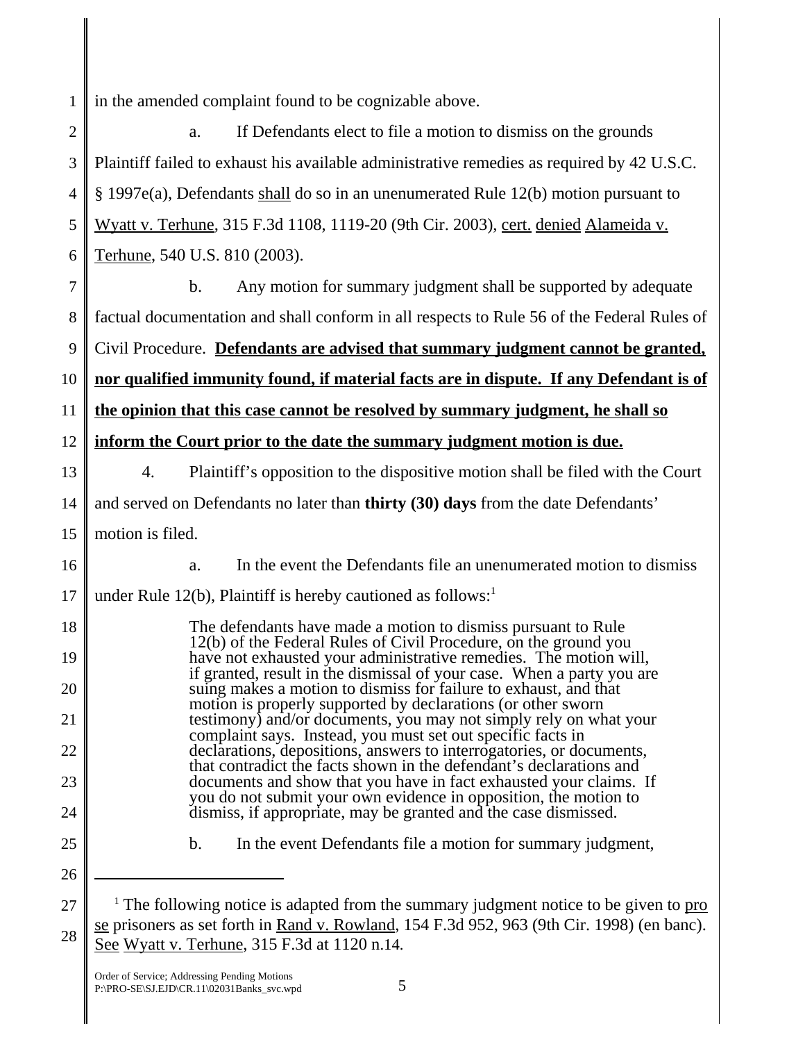in the amended complaint found to be cognizable above.

a. If Defendants elect to file a motion to dismiss on the grounds Plaintiff failed to exhaust his available administrative remedies as required by 42 U.S.C. § 1997e(a), Defendants shall do so in an unenumerated Rule 12(b) motion pursuant to Wyatt v. Terhune, 315 F.3d 1108, 1119-20 (9th Cir. 2003), cert. denied Alameida v. Terhune, 540 U.S. 810 (2003).

b. Any motion for summary judgment shall be supported by adequate factual documentation and shall conform in all respects to Rule 56 of the Federal Rules of Civil Procedure. **Defendants are advised that summary judgment cannot be granted, nor qualified immunity found, if material facts are in dispute. If any Defendant is of the opinion that this case cannot be resolved by summary judgment, he shall so inform the Court prior to the date the summary judgment motion is due.**

4. Plaintiff's opposition to the dispositive motion shall be filed with the Court and served on Defendants no later than **thirty (30) days** from the date Defendants' motion is filed.

a. In the event the Defendants file an unenumerated motion to dismiss under Rule 12(b), Plaintiff is hereby cautioned as follows:[1]

> The defendants have made a motion to dismiss pursuant to Rule 12(b) of the Federal Rules of Civil Procedure, on the ground you have not exhausted your administrative remedies. The motion will, if granted, result in the dismissal of your case. When a party you are suing makes a motion to dismiss for failure to exhaust, and that motion is properly supported by declarations (or other sworn testimony) and/or documents, you may not simply rely on what your complaint says. Instead, you must set out specific facts in declarations, depositions, answers to interrogatories, or documents, that contradict the facts shown in the defendant's declarations and documents and show that you have in fact exhausted your claims. If you do not submit your own evidence in opposition, the motion to dismiss, if appropriate, may be granted and the case dismissed.

b. In the event Defendants file a motion for summary judgment,

---

[1] The following notice is adapted from the summary judgment notice to be given to pro se prisoners as set forth in Rand v. Rowland, 154 F.3d 952, 963 (9th Cir. 1998) (en banc). See Wyatt v. Terhune, 315 F.3d at 1120 n.14.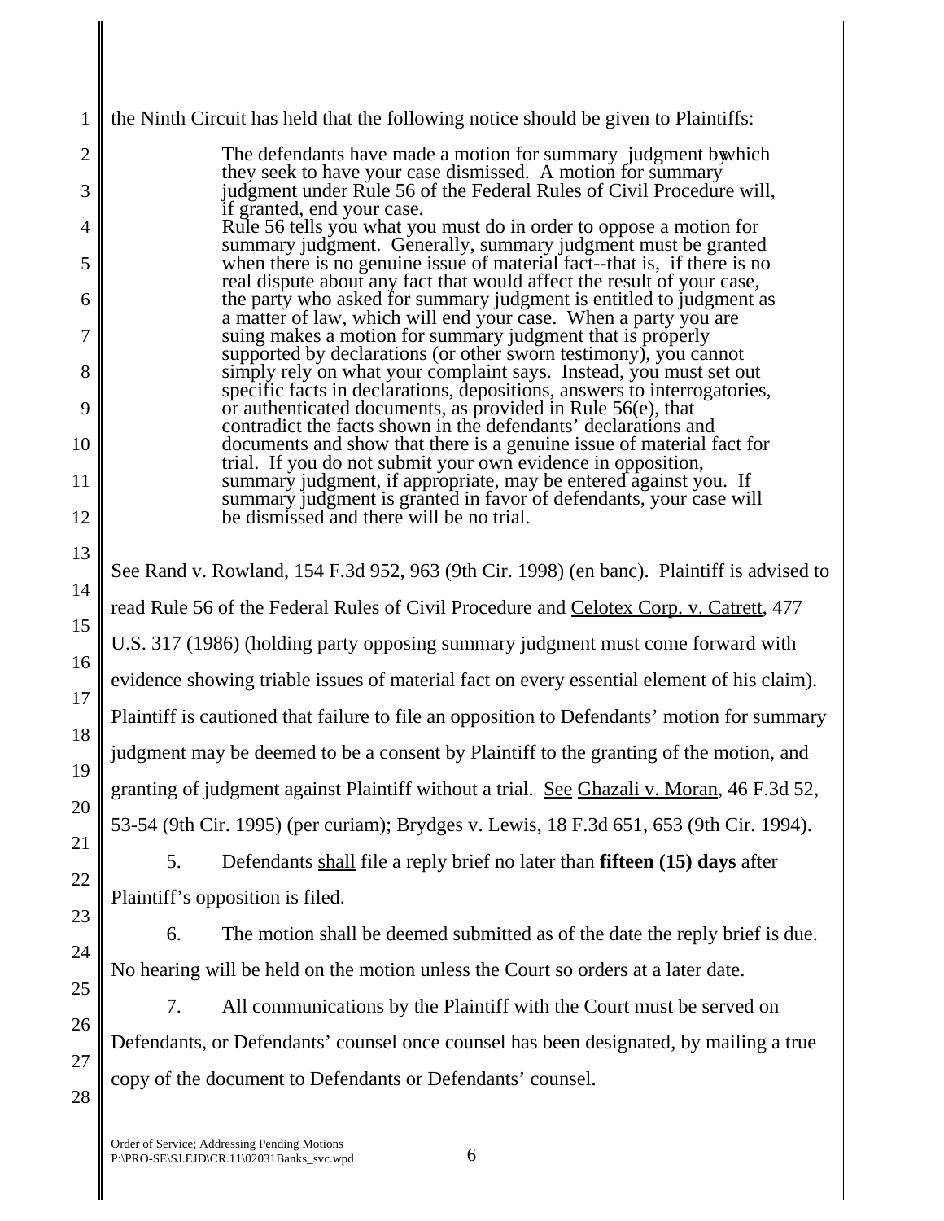the Ninth Circuit has held that the following notice should be given to Plaintiffs:

> The defendants have made a motion for summary judgment by which they seek to have your case dismissed. A motion for summary judgment under Rule 56 of the Federal Rules of Civil Procedure will, if granted, end your case.
> Rule 56 tells you what you must do in order to oppose a motion for summary judgment. Generally, summary judgment must be granted when there is no genuine issue of material fact--that is, if there is no real dispute about any fact that would affect the result of your case, the party who asked for summary judgment is entitled to judgment as a matter of law, which will end your case. When a party you are suing makes a motion for summary judgment that is properly supported by declarations (or other sworn testimony), you cannot simply rely on what your complaint says. Instead, you must set out specific facts in declarations, depositions, answers to interrogatories, or authenticated documents, as provided in Rule 56(e), that contradict the facts shown in the defendants' declarations and documents and show that there is a genuine issue of material fact for trial. If you do not submit your own evidence in opposition, summary judgment, if appropriate, may be entered against you. If summary judgment is granted in favor of defendants, your case will be dismissed and there will be no trial.

See Rand v. Rowland, 154 F.3d 952, 963 (9th Cir. 1998) (en banc). Plaintiff is advised to read Rule 56 of the Federal Rules of Civil Procedure and Celotex Corp. v. Catrett, 477 U.S. 317 (1986) (holding party opposing summary judgment must come forward with evidence showing triable issues of material fact on every essential element of his claim). Plaintiff is cautioned that failure to file an opposition to Defendants' motion for summary judgment may be deemed to be a consent by Plaintiff to the granting of the motion, and granting of judgment against Plaintiff without a trial. See Ghazali v. Moran, 46 F.3d 52, 53-54 (9th Cir. 1995) (per curiam); Brydges v. Lewis, 18 F.3d 651, 653 (9th Cir. 1994).

5. Defendants shall file a reply brief no later than **fifteen (15) days** after Plaintiff's opposition is filed.

6. The motion shall be deemed submitted as of the date the reply brief is due. No hearing will be held on the motion unless the Court so orders at a later date.

7. All communications by the Plaintiff with the Court must be served on Defendants, or Defendants' counsel once counsel has been designated, by mailing a true copy of the document to Defendants or Defendants' counsel.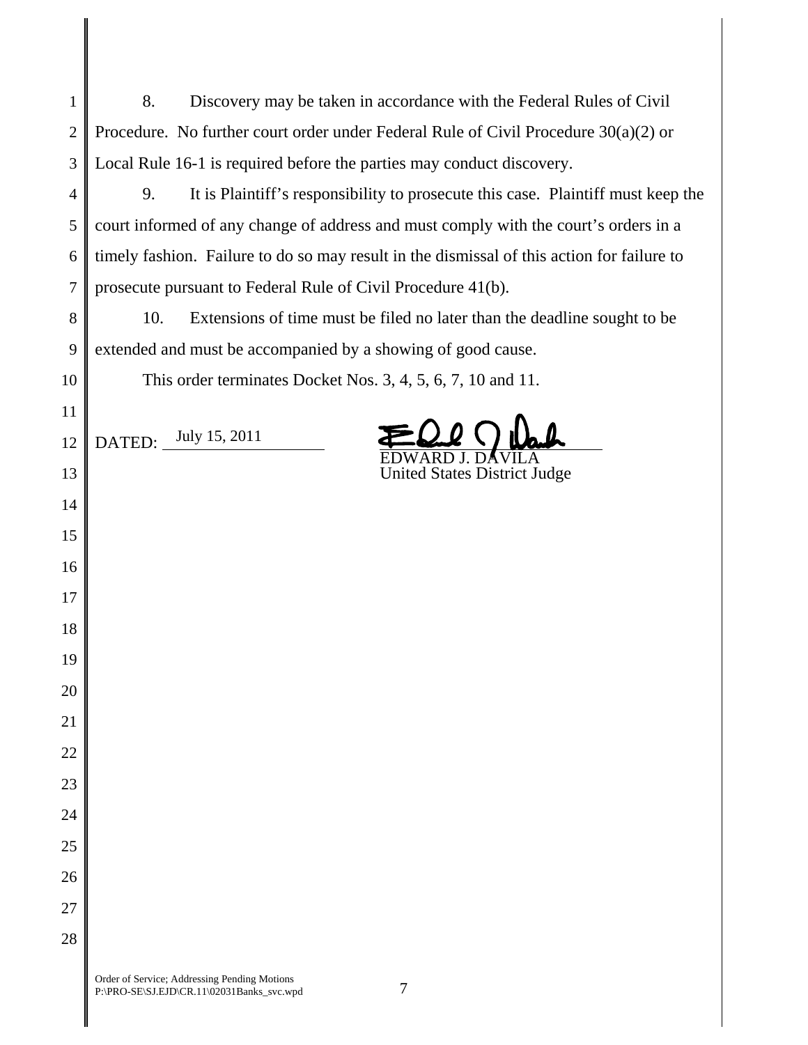8. Discovery may be taken in accordance with the Federal Rules of Civil Procedure. No further court order under Federal Rule of Civil Procedure 30(a)(2) or Local Rule 16-1 is required before the parties may conduct discovery.

9. It is Plaintiff's responsibility to prosecute this case. Plaintiff must keep the court informed of any change of address and must comply with the court's orders in a timely fashion. Failure to do so may result in the dismissal of this action for failure to prosecute pursuant to Federal Rule of Civil Procedure 41(b).

10. Extensions of time must be filed no later than the deadline sought to be extended and must be accompanied by a showing of good cause.

This order terminates Docket Nos. 3, 4, 5, 6, 7, 10 and 11.

DATED: July 15, 2011

EDWARD J. DAVILA
United States District Judge

Order of Service; Addressing Pending Motions
P:\PRO-SE\SJ.EJD\CR.11\02031Banks_svc.wpd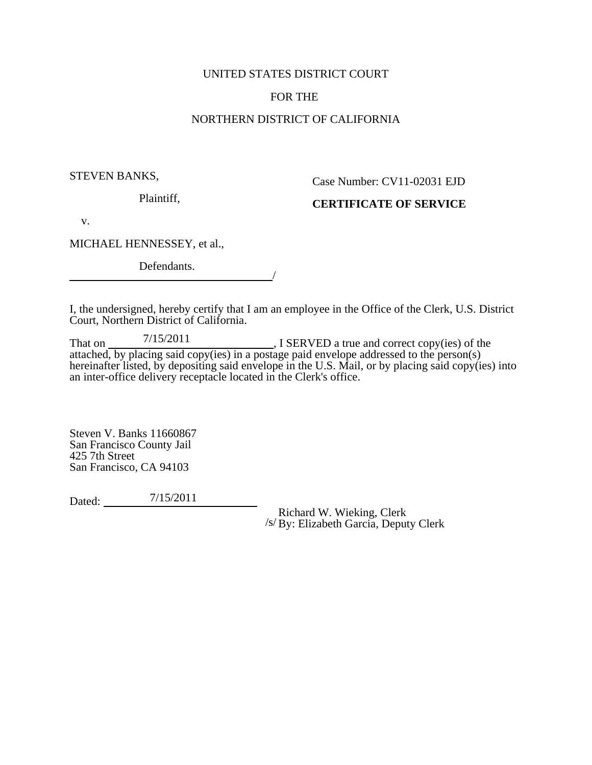UNITED STATES DISTRICT COURT

FOR THE

NORTHERN DISTRICT OF CALIFORNIA

STEVEN BANKS,

Plaintiff,

v.

MICHAEL HENNESSEY, et al.,

Defendants.
_____________________________________/

Case Number: CV11-02031 EJD

**CERTIFICATE OF SERVICE**

I, the undersigned, hereby certify that I am an employee in the Office of the Clerk, U.S. District Court, Northern District of California.

That on 7/15/2011, I SERVED a true and correct copy(ies) of the attached, by placing said copy(ies) in a postage paid envelope addressed to the person(s) hereinafter listed, by depositing said envelope in the U.S. Mail, or by placing said copy(ies) into an inter-office delivery receptacle located in the Clerk's office.

Steven V. Banks 11660867
San Francisco County Jail
425 7th Street
San Francisco, CA 94103

Dated: 7/15/2011

Richard W. Wieking, Clerk
/s/ By: Elizabeth Garcia, Deputy Clerk